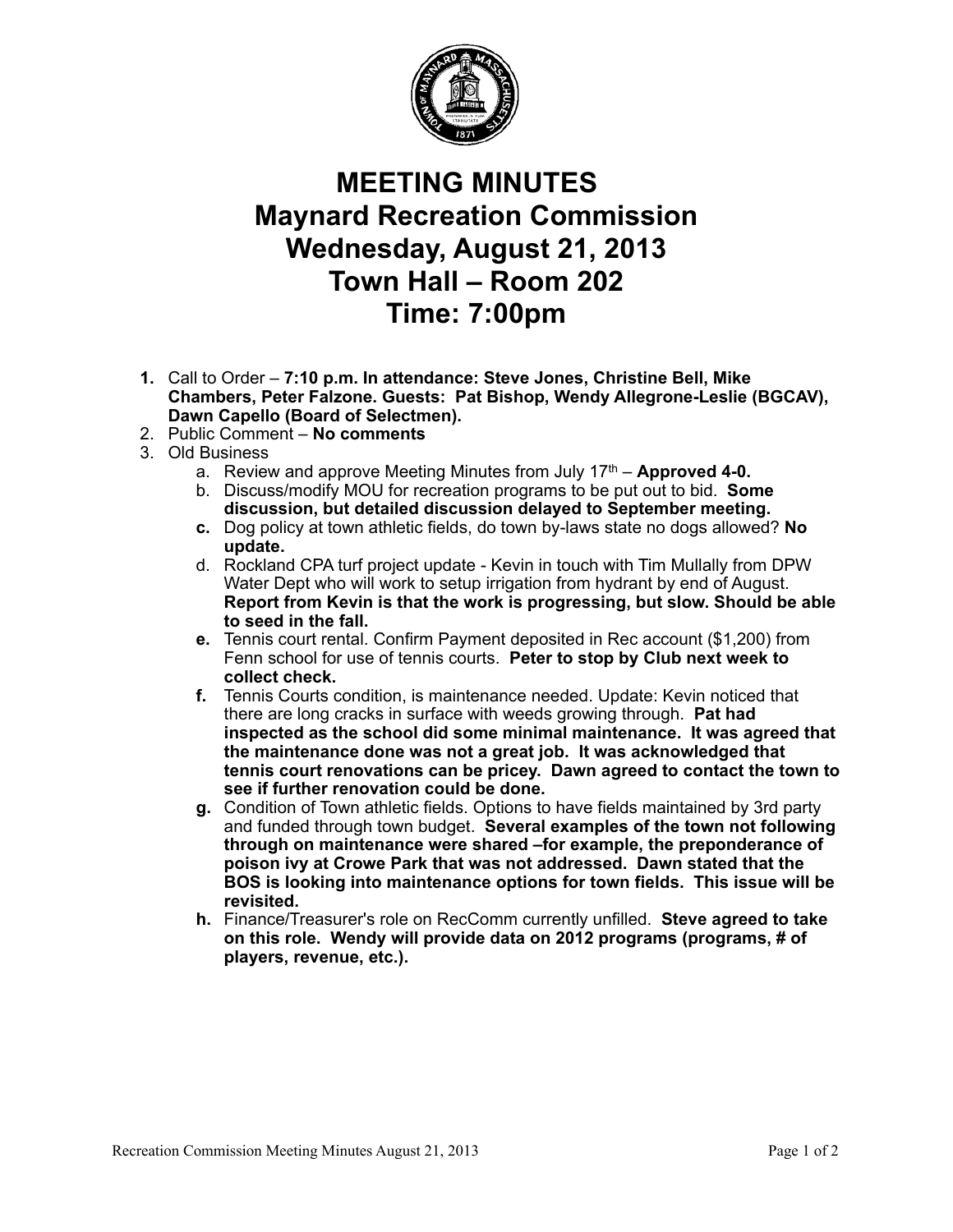# MEETING MINUTES
# Maynard Recreation Commission
# Wednesday, August 21, 2013
# Town Hall – Room 202
# Time: 7:00pm

1. Call to Order – **7:10 p.m. In attendance: Steve Jones, Christine Bell, Mike Chambers, Peter Falzone. Guests: Pat Bishop, Wendy Allegrone-Leslie (BGCAV), Dawn Capello (Board of Selectmen).**
2. Public Comment – **No comments**
3. Old Business
   a. Review and approve Meeting Minutes from July 17th – **Approved 4-0.**
   b. Discuss/modify MOU for recreation programs to be put out to bid. **Some discussion, but detailed discussion delayed to September meeting.**
   c. Dog policy at town athletic fields, do town by-laws state no dogs allowed? **No update.**
   d. Rockland CPA turf project update - Kevin in touch with Tim Mullally from DPW Water Dept who will work to setup irrigation from hydrant by end of August. **Report from Kevin is that the work is progressing, but slow. Should be able to seed in the fall.**
   e. Tennis court rental. Confirm Payment deposited in Rec account ($1,200) from Fenn school for use of tennis courts. **Peter to stop by Club next week to collect check.**
   f. Tennis Courts condition, is maintenance needed. Update: Kevin noticed that there are long cracks in surface with weeds growing through. **Pat had inspected as the school did some minimal maintenance. It was agreed that the maintenance done was not a great job. It was acknowledged that tennis court renovations can be pricey. Dawn agreed to contact the town to see if further renovation could be done.**
   g. Condition of Town athletic fields. Options to have fields maintained by 3rd party and funded through town budget. **Several examples of the town not following through on maintenance were shared –for example, the preponderance of poison ivy at Crowe Park that was not addressed. Dawn stated that the BOS is looking into maintenance options for town fields. This issue will be revisited.**
   h. Finance/Treasurer's role on RecComm currently unfilled. **Steve agreed to take on this role. Wendy will provide data on 2012 programs (programs, # of players, revenue, etc.).**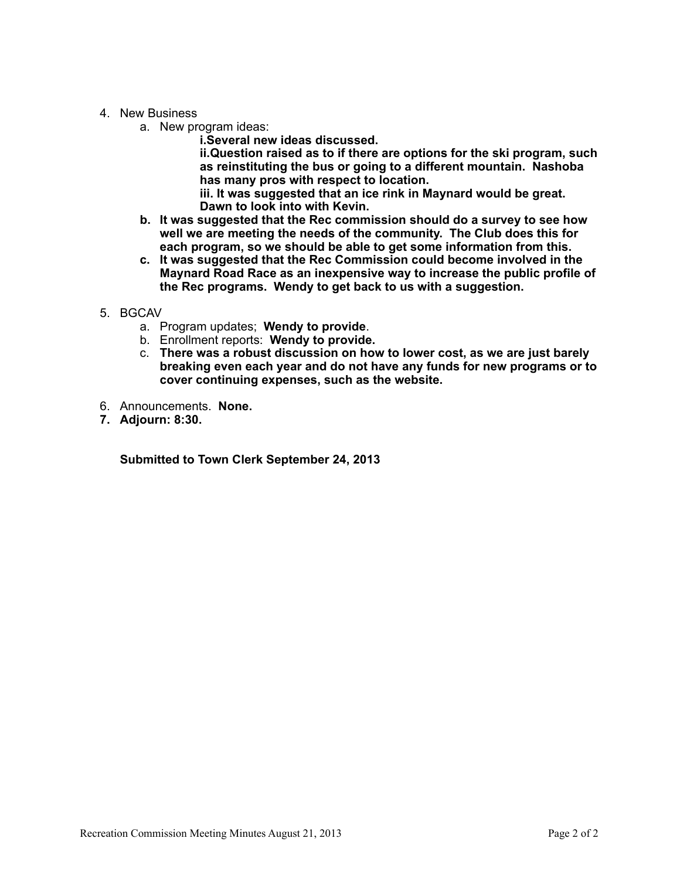4. New Business
   a. New program ideas:
      i. **Several new ideas discussed.**
      ii. **Question raised as to if there are options for the ski program, such as reinstituting the bus or going to a different mountain. Nashoba has many pros with respect to location.**
      iii. **It was suggested that an ice rink in Maynard would be great. Dawn to look into with Kevin.**
   **b. It was suggested that the Rec commission should do a survey to see how well we are meeting the needs of the community. The Club does this for each program, so we should be able to get some information from this.**
   **c. It was suggested that the Rec Commission could become involved in the Maynard Road Race as an inexpensive way to increase the public profile of the Rec programs. Wendy to get back to us with a suggestion.**

5. BGCAV
   a. Program updates; **Wendy to provide**.
   b. Enrollment reports: **Wendy to provide.**
   c. **There was a robust discussion on how to lower cost, as we are just barely breaking even each year and do not have any funds for new programs or to cover continuing expenses, such as the website.**

6. Announcements. **None.**
7. **Adjourn: 8:30.**

**Submitted to Town Clerk September 24, 2013**